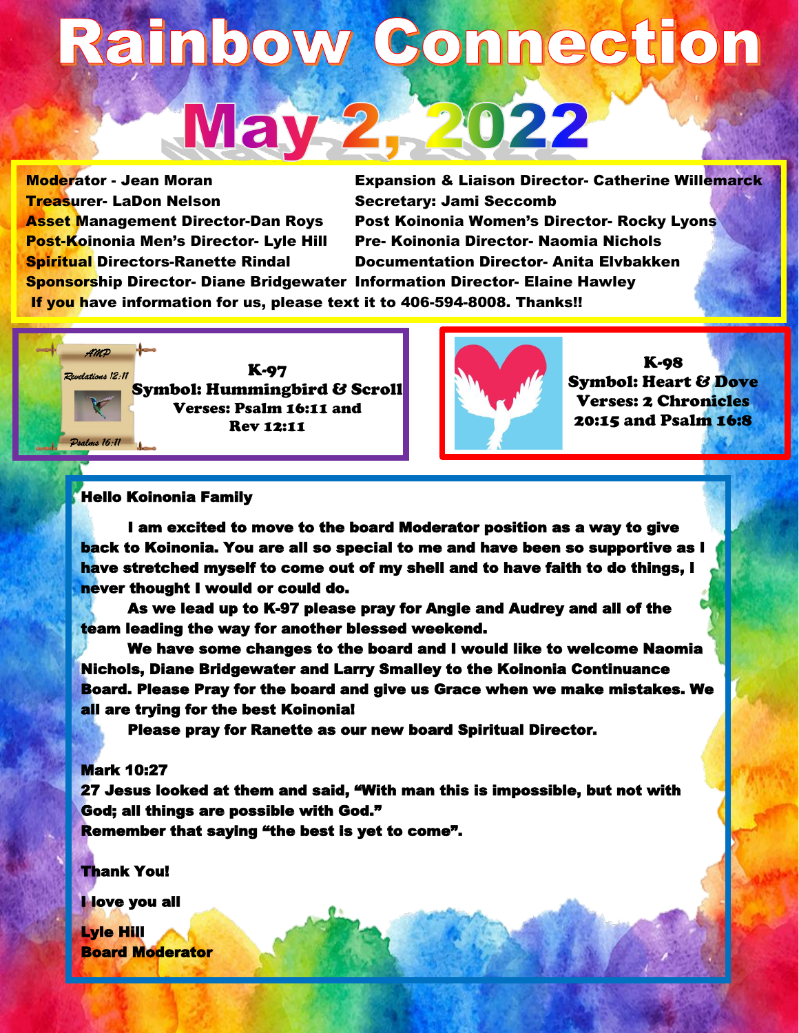# Rainbow Connection

# May 2, 2022

**Moderator - Jean Moran**
**Treasurer- LaDon Nelson**
**Asset Management Director-Dan Roys**
**Post-Koinonia Men's Director- Lyle Hill**
**Spiritual Directors-Ranette Rindal**
**Sponsorship Director- Diane Bridgewater**
**Expansion & Liaison Director- Catherine Willemarck**
**Secretary: Jami Seccomb**
**Post Koinonia Women's Director- Rocky Lyons**
**Pre- Koinonia Director- Naomia Nichols**
**Documentation Director- Anita Elvbakken**
**Information Director- Elaine Hawley**

**If you have information for us, please text it to 406-594-8008. Thanks!!**

AMP
Revelations 12:11
Psalms 16:11

**K-97**
**Symbol: Hummingbird & Scroll**
**Verses: Psalm 16:11 and Rev 12:11**

**K-98**
**Symbol: Heart & Dove**
**Verses: 2 Chronicles 20:15 and Psalm 16:8**

**Hello Koinonia Family**

**I am excited to move to the board Moderator position as a way to give back to Koinonia. You are all so special to me and have been so supportive as I have stretched myself to come out of my shell and to have faith to do things, I never thought I would or could do.**

**As we lead up to K-97 please pray for Angie and Audrey and all of the team leading the way for another blessed weekend.**

**We have some changes to the board and I would like to welcome Naomia Nichols, Diane Bridgewater and Larry Smalley to the Koinonia Continuance Board. Please Pray for the board and give us Grace when we make mistakes. We all are trying for the best Koinonia!**

**Please pray for Ranette as our new board Spiritual Director.**

**Mark 10:27**
**27 Jesus looked at them and said, "With man this is impossible, but not with God; all things are possible with God."**
**Remember that saying "the best is yet to come".**

**Thank You!**

**I love you all**

**Lyle Hill**
**Board Moderator**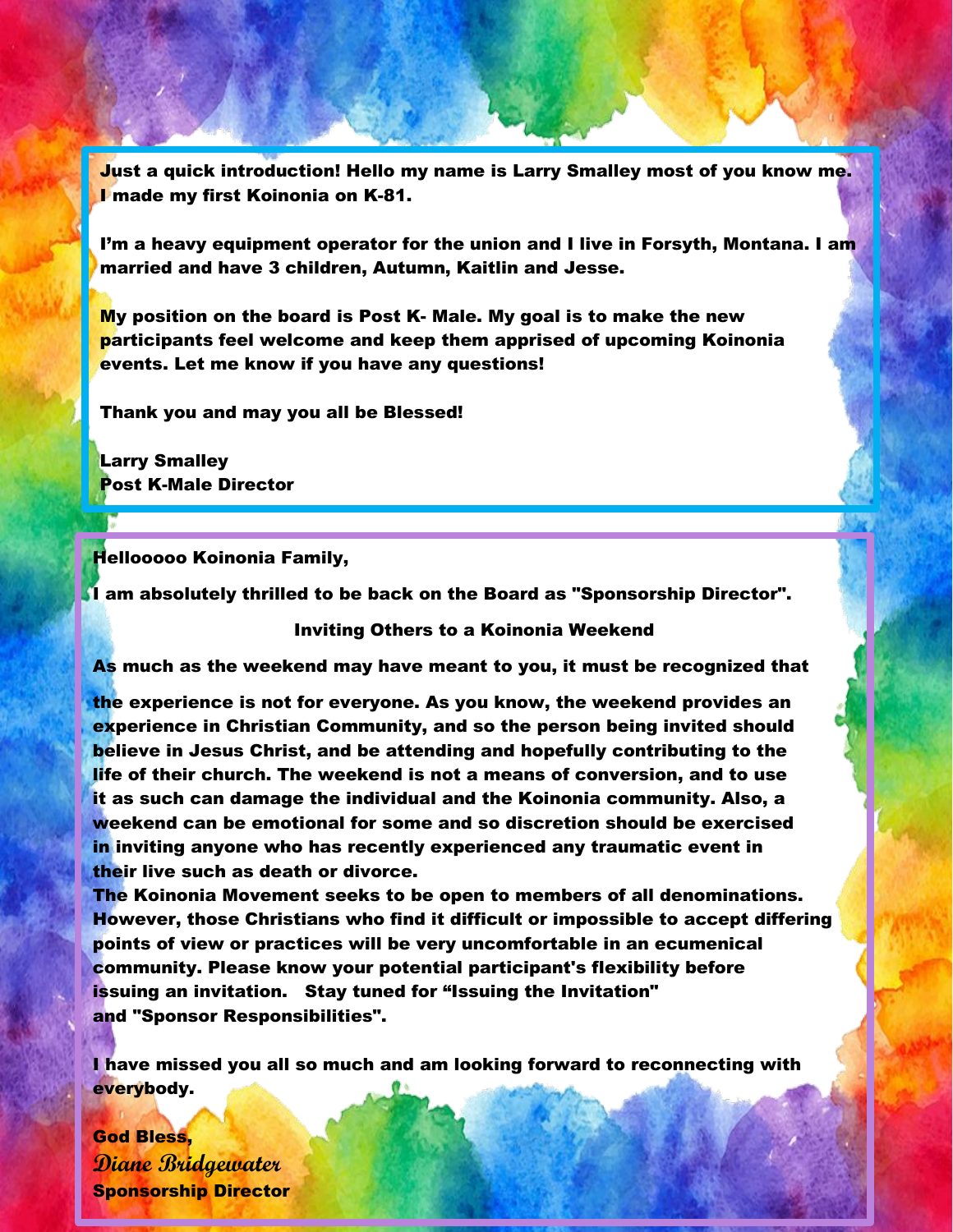**Just a quick introduction! Hello my name is Larry Smalley most of you know me. I made my first Koinonia on K-81.**

**I'm a heavy equipment operator for the union and I live in Forsyth, Montana. I am married and have 3 children, Autumn, Kaitlin and Jesse.**

**My position on the board is Post K- Male. My goal is to make the new participants feel welcome and keep them apprised of upcoming Koinonia events. Let me know if you have any questions!**

**Thank you and may you all be Blessed!**

**Larry Smalley**
**Post K-Male Director**

---

**Hellooooo Koinonia Family,**

**I am absolutely thrilled to be back on the Board as "Sponsorship Director".**

**Inviting Others to a Koinonia Weekend**

**As much as the weekend may have meant to you, it must be recognized that the experience is not for everyone. As you know, the weekend provides an experience in Christian Community, and so the person being invited should believe in Jesus Christ, and be attending and hopefully contributing to the life of their church. The weekend is not a means of conversion, and to use it as such can damage the individual and the Koinonia community. Also, a weekend can be emotional for some and so discretion should be exercised in inviting anyone who has recently experienced any traumatic event in their live such as death or divorce.**
**The Koinonia Movement seeks to be open to members of all denominations. However, those Christians who find it difficult or impossible to accept differing points of view or practices will be very uncomfortable in an ecumenical community. Please know your potential participant's flexibility before issuing an invitation. Stay tuned for "Issuing the Invitation" and "Sponsor Responsibilities".**

**I have missed you all so much and am looking forward to reconnecting with everybody.**

**God Bless,**
*Diane Bridgewater*
**Sponsorship Director**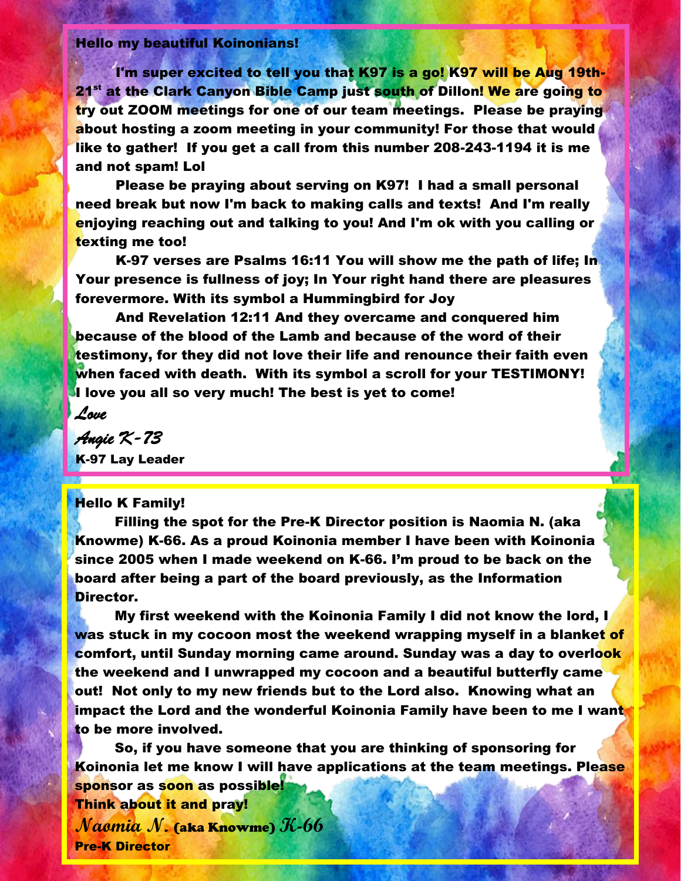**Hello my beautiful Koinonians!**

**I'm super excited to tell you that K97 is a go! K97 will be Aug 19th-21st at the Clark Canyon Bible Camp just south of Dillon! We are going to try out ZOOM meetings for one of our team meetings. Please be praying about hosting a zoom meeting in your community! For those that would like to gather! If you get a call from this number 208-243-1194 it is me and not spam! Lol**

**Please be praying about serving on K97! I had a small personal need break but now I'm back to making calls and texts! And I'm really enjoying reaching out and talking to you! And I'm ok with you calling or texting me too!**

**K-97 verses are Psalms 16:11 You will show me the path of life; In Your presence is fullness of joy; In Your right hand there are pleasures forevermore. With its symbol a Hummingbird for Joy**

**And Revelation 12:11 And they overcame and conquered him because of the blood of the Lamb and because of the word of their testimony, for they did not love their life and renounce their faith even when faced with death. With its symbol a scroll for your TESTIMONY! I love you all so very much! The best is yet to come!**

*Love*

*Angie K-73*

**K-97 Lay Leader**

**Hello K Family!**

**Filling the spot for the Pre-K Director position is Naomia N. (aka Knowme) K-66. As a proud Koinonia member I have been with Koinonia since 2005 when I made weekend on K-66. I'm proud to be back on the board after being a part of the board previously, as the Information Director.**

**My first weekend with the Koinonia Family I did not know the lord, I was stuck in my cocoon most the weekend wrapping myself in a blanket of comfort, until Sunday morning came around. Sunday was a day to overlook the weekend and I unwrapped my cocoon and a beautiful butterfly came out! Not only to my new friends but to the Lord also. Knowing what an impact the Lord and the wonderful Koinonia Family have been to me I want to be more involved.**

**So, if you have someone that you are thinking of sponsoring for Koinonia let me know I will have applications at the team meetings. Please sponsor as soon as possible!**

**Think about it and pray!**

*Naomia N.* **(aka Knowme)** *K-66*

**Pre-K Director**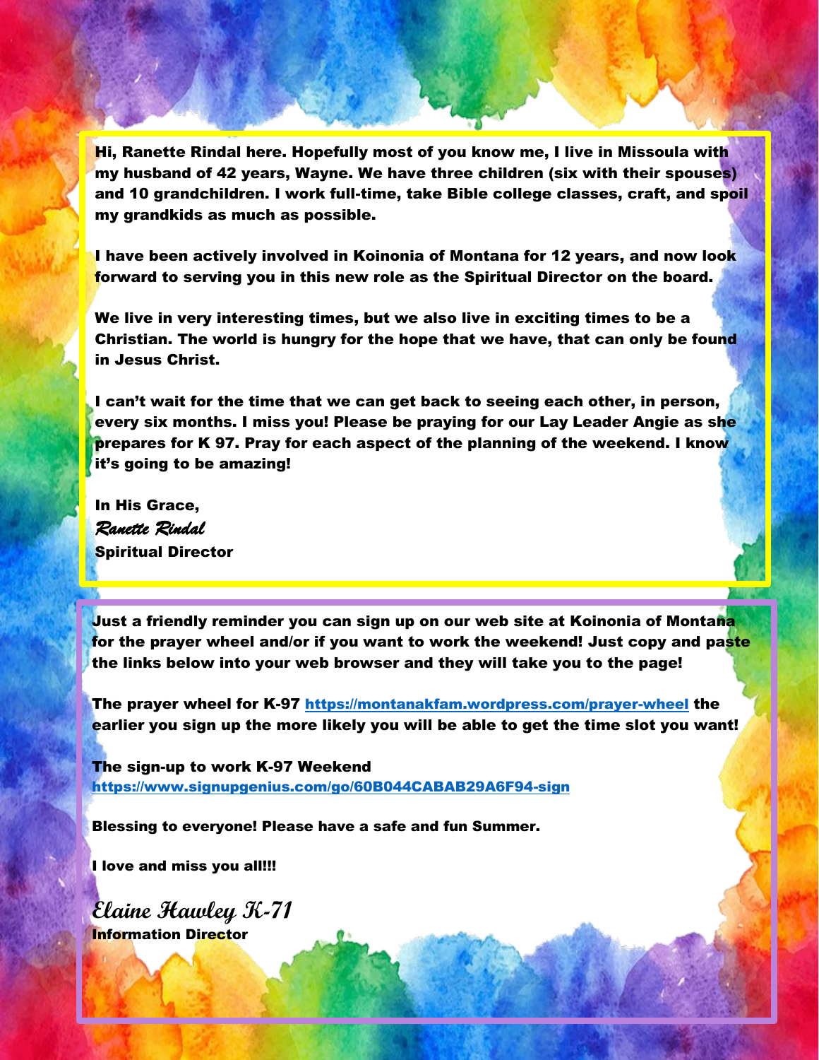**Hi, Ranette Rindal here. Hopefully most of you know me, I live in Missoula with my husband of 42 years, Wayne. We have three children (six with their spouses) and 10 grandchildren. I work full-time, take Bible college classes, craft, and spoil my grandkids as much as possible.**

**I have been actively involved in Koinonia of Montana for 12 years, and now look forward to serving you in this new role as the Spiritual Director on the board.**

**We live in very interesting times, but we also live in exciting times to be a Christian. The world is hungry for the hope that we have, that can only be found in Jesus Christ.**

**I can't wait for the time that we can get back to seeing each other, in person, every six months. I miss you! Please be praying for our Lay Leader Angie as she prepares for K 97. Pray for each aspect of the planning of the weekend. I know it's going to be amazing!**

**In His Grace,**
*Ranette Rindal*
**Spiritual Director**

**Just a friendly reminder you can sign up on our web site at Koinonia of Montana for the prayer wheel and/or if you want to work the weekend! Just copy and paste the links below into your web browser and they will take you to the page!**

**The prayer wheel for K-97 [https://montanakfam.wordpress.com/prayer-wheel](https://montanakfam.wordpress.com/prayer-wheel) the earlier you sign up the more likely you will be able to get the time slot you want!**

**The sign-up to work K-97 Weekend**
**[https://www.signupgenius.com/go/60B044CABAB29A6F94-sign](https://www.signupgenius.com/go/60B044CABAB29A6F94-sign)**

**Blessing to everyone! Please have a safe and fun Summer.**

**I love and miss you all!!!**

***Elaine Hawley K-71***
**Information Director**